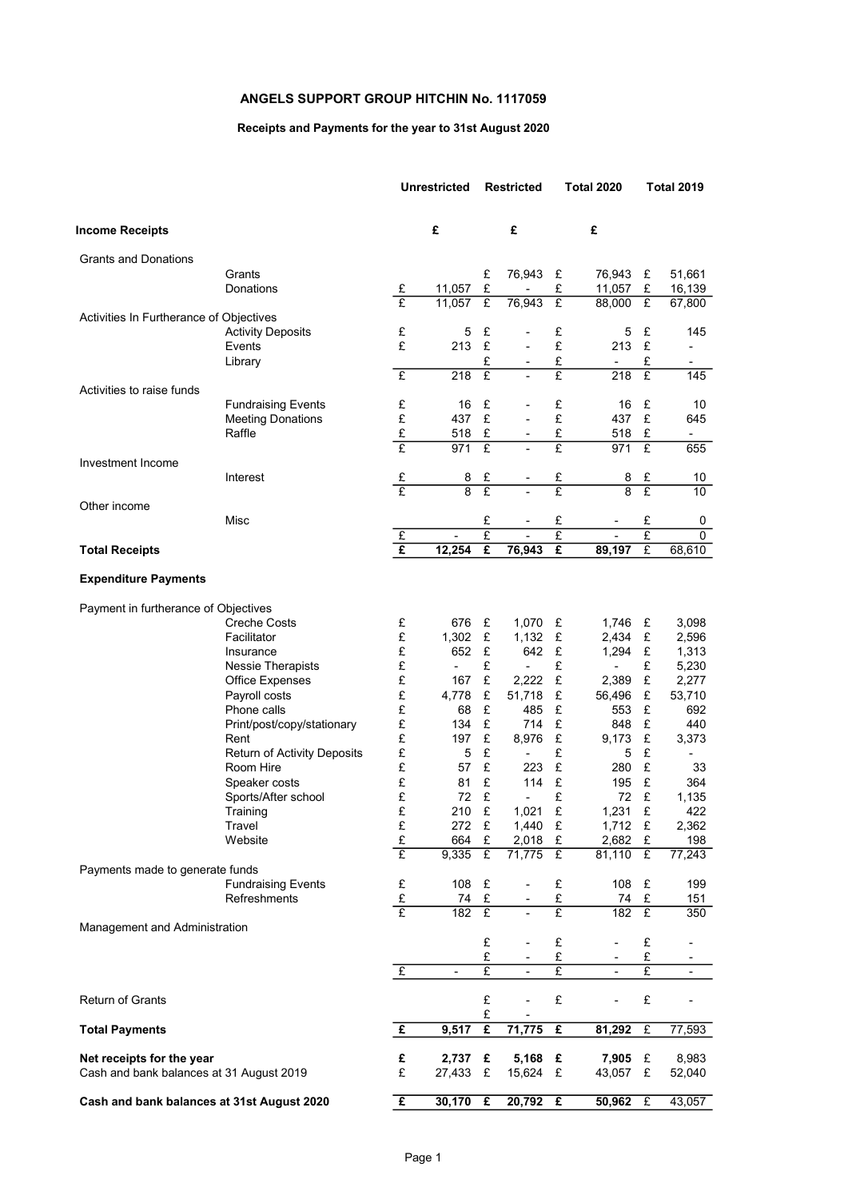# ANGELS SUPPORT GROUP HITCHIN No. 1117059

## Receipts and Payments for the year to 31st August 2020

| | | Unrestricted | Restricted | Total 2020 | Total 2019 |
|---|---|---|---|---|---|
| **Income Receipts** | | £ | £ | £ | |
| Grants and Donations | | | | | |
| | Grants | | £ 76,943 | £ 76,943 | £ 51,661 |
| | Donations | £ 11,057 | £ - | £ 11,057 | £ 16,139 |
| | | £ 11,057 | £ 76,943 | £ 88,000 | £ 67,800 |
| Activities In Furtherance of Objectives | | | | | |
| | Activity Deposits | £ 5 | £ - | £ 5 | £ 145 |
| | Events | £ 213 | £ - | £ 213 | £ - |
| | Library | | £ - | £ - | £ - |
| | | £ 218 | £ - | £ 218 | £ 145 |
| Activities to raise funds | | | | | |
| | Fundraising Events | £ 16 | £ - | £ 16 | £ 10 |
| | Meeting Donations | £ 437 | £ - | £ 437 | £ 645 |
| | Raffle | £ 518 | £ - | £ 518 | £ - |
| | | £ 971 | £ - | £ 971 | £ 655 |
| Investment Income | | | | | |
| | Interest | £ 8 | £ - | £ 8 | £ 10 |
| | | £ 8 | £ - | £ 8 | £ 10 |
| Other income | | | | | |
| | Misc | | £ - | £ - | £ 0 |
| | | £ - | £ - | £ - | £ 0 |
| **Total Receipts** | | **£ 12,254** | **£ 76,943** | **£ 89,197** | £ 68,610 |
| **Expenditure Payments** | | | | | |
| Payment in furtherance of Objectives | | | | | |
| | Creche Costs | £ 676 | £ 1,070 | £ 1,746 | £ 3,098 |
| | Facilitator | £ 1,302 | £ 1,132 | £ 2,434 | £ 2,596 |
| | Insurance | £ 652 | £ 642 | £ 1,294 | £ 1,313 |
| | Nessie Therapists | £ - | £ - | £ - | £ 5,230 |
| | Office Expenses | £ 167 | £ 2,222 | £ 2,389 | £ 2,277 |
| | Payroll costs | £ 4,778 | £ 51,718 | £ 56,496 | £ 53,710 |
| | Phone calls | £ 68 | £ 485 | £ 553 | £ 692 |
| | Print/post/copy/stationary | £ 134 | £ 714 | £ 848 | £ 440 |
| | Rent | £ 197 | £ 8,976 | £ 9,173 | £ 3,373 |
| | Return of Activity Deposits | £ 5 | £ - | £ 5 | £ - |
| | Room Hire | £ 57 | £ 223 | £ 280 | £ 33 |
| | Speaker costs | £ 81 | £ 114 | £ 195 | £ 364 |
| | Sports/After school | £ 72 | £ - | £ 72 | £ 1,135 |
| | Training | £ 210 | £ 1,021 | £ 1,231 | £ 422 |
| | Travel | £ 272 | £ 1,440 | £ 1,712 | £ 2,362 |
| | Website | £ 664 | £ 2,018 | £ 2,682 | £ 198 |
| | | £ 9,335 | £ 71,775 | £ 81,110 | £ 77,243 |
| Payments made to generate funds | | | | | |
| | Fundraising Events | £ 108 | £ - | £ 108 | £ 199 |
| | Refreshments | £ 74 | £ - | £ 74 | £ 151 |
| | | £ 182 | £ - | £ 182 | £ 350 |
| Management and Administration | | | | | |
| | | | £ - | £ - | £ - |
| | | | £ - | £ - | £ - |
| | | £ - | £ - | £ - | £ - |
| Return of Grants | | | £ - | £ - | £ - |
| | | | £ - | | |
| **Total Payments** | | **£ 9,517** | **£ 71,775** | **£ 81,292** | £ 77,593 |
| **Net receipts for the year** | | **£ 2,737** | **£ 5,168** | **£ 7,905** | £ 8,983 |
| Cash and bank balances at 31 August 2019 | | £ 27,433 | £ 15,624 | £ 43,057 | £ 52,040 |
| **Cash and bank balances at 31st August 2020** | | **£ 30,170** | **£ 20,792** | **£ 50,962** | £ 43,057 |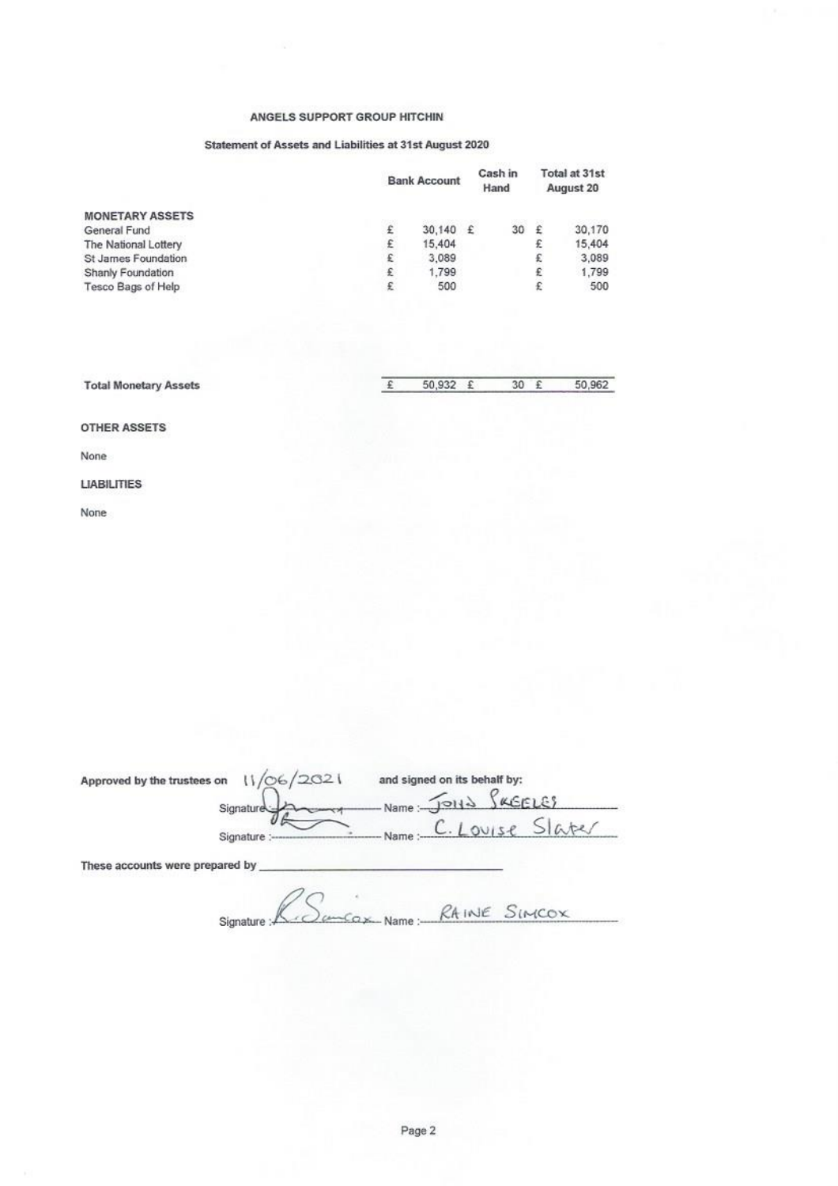# ANGELS SUPPORT GROUP HITCHIN

## Statement of Assets and Liabilities at 31st August 2020

| | Bank Account | Cash in Hand | Total at 31st August 20 |
|---|---|---|---|
| **MONETARY ASSETS** | | | |
| General Fund | £ 30,140 | £ 30 | £ 30,170 |
| The National Lottery | £ 15,404 | | £ 15,404 |
| St James Foundation | £ 3,089 | | £ 3,089 |
| Shanly Foundation | £ 1,799 | | £ 1,799 |
| Tesco Bags of Help | £ 500 | | £ 500 |
| **Total Monetary Assets** | £ 50,932 | £ 30 | £ 50,962 |

**OTHER ASSETS**

None

**LIABILITIES**

None

**Approved by the trustees on** 11/06/2021 **and signed on its behalf by:**

Signature: [signature] Name: JOHN SKEELES

Signature: [signature] Name: C. LOUISE Slater

**These accounts were prepared by** ______________________

Signature: R. Simcox Name: RAINE SIMCOX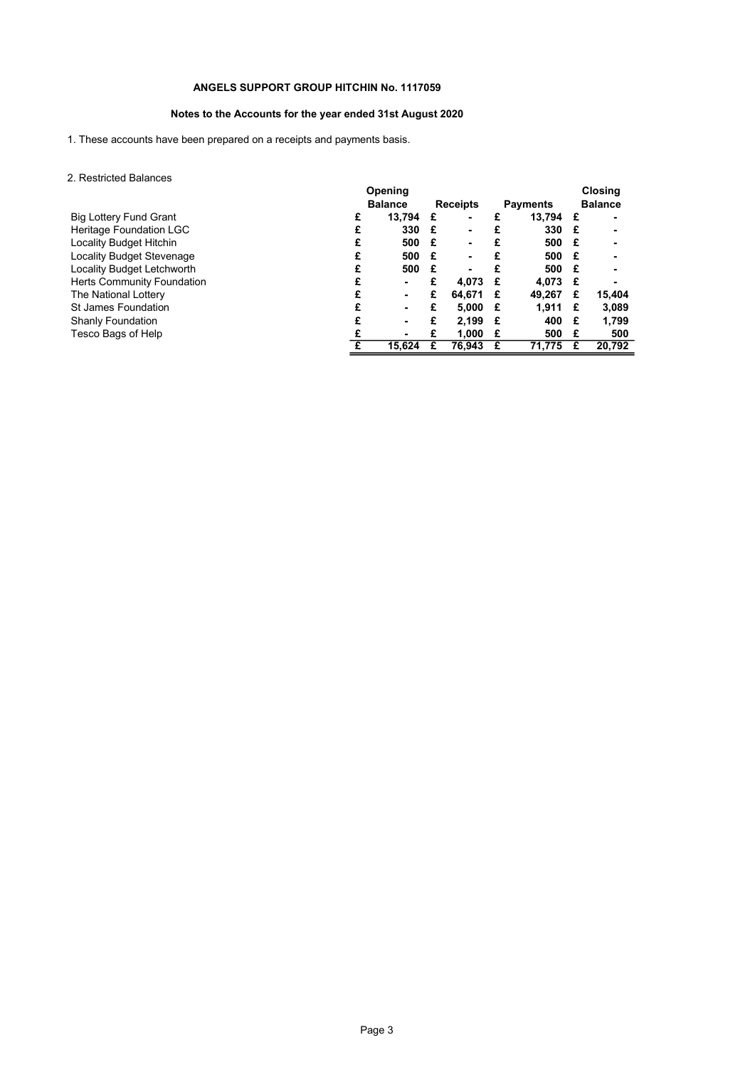**ANGELS SUPPORT GROUP HITCHIN No. 1117059**

**Notes to the Accounts for the year ended 31st August 2020**

1. These accounts have been prepared on a receipts and payments basis.

2. Restricted Balances

| | Opening Balance | Receipts | Payments | Closing Balance |
|---|---|---|---|---|
| Big Lottery Fund Grant | £ 13,794 | £ - | £ 13,794 | £ - |
| Heritage Foundation LGC | £ 330 | £ - | £ 330 | £ - |
| Locality Budget Hitchin | £ 500 | £ - | £ 500 | £ - |
| Locality Budget Stevenage | £ 500 | £ - | £ 500 | £ - |
| Locality Budget Letchworth | £ 500 | £ - | £ 500 | £ - |
| Herts Community Foundation | £ - | £ 4,073 | £ 4,073 | £ - |
| The National Lottery | £ - | £ 64,671 | £ 49,267 | £ 15,404 |
| St James Foundation | £ - | £ 5,000 | £ 1,911 | £ 3,089 |
| Shanly Foundation | £ - | £ 2,199 | £ 400 | £ 1,799 |
| Tesco Bags of Help | £ - | £ 1,000 | £ 500 | £ 500 |
| | **£ 15,624** | **£ 76,943** | **£ 71,775** | **£ 20,792** |